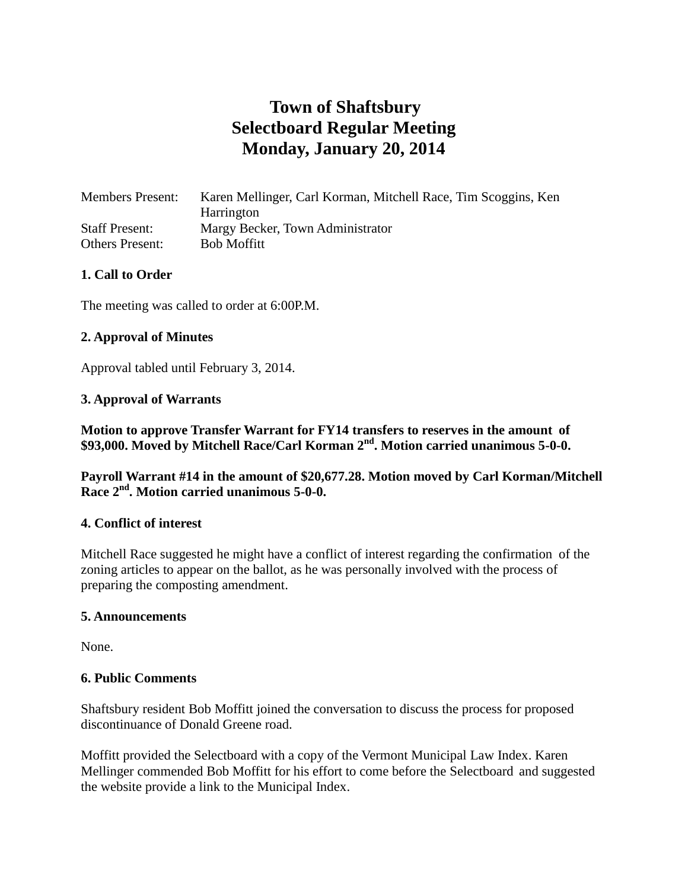# Town of Shaftsbury
# Selectboard Regular Meeting
# Monday, January 20, 2014

| | |
|---|---|
| Members Present: | Karen Mellinger, Carl Korman, Mitchell Race, Tim Scoggins, Ken Harrington |
| Staff Present: | Margy Becker, Town Administrator |
| Others Present: | Bob Moffitt |

**1. Call to Order**

The meeting was called to order at 6:00P.M.

**2. Approval of Minutes**

Approval tabled until February 3, 2014.

**3. Approval of Warrants**

**Motion to approve Transfer Warrant for FY14 transfers to reserves in the amount of $93,000. Moved by Mitchell Race/Carl Korman 2nd. Motion carried unanimous 5-0-0.**

**Payroll Warrant #14 in the amount of $20,677.28. Motion moved by Carl Korman/Mitchell Race 2nd. Motion carried unanimous 5-0-0.**

**4. Conflict of interest**

Mitchell Race suggested he might have a conflict of interest regarding the confirmation of the zoning articles to appear on the ballot, as he was personally involved with the process of preparing the composting amendment.

**5. Announcements**

None.

**6. Public Comments**

Shaftsbury resident Bob Moffitt joined the conversation to discuss the process for proposed discontinuance of Donald Greene road.

Moffitt provided the Selectboard with a copy of the Vermont Municipal Law Index. Karen Mellinger commended Bob Moffitt for his effort to come before the Selectboard and suggested the website provide a link to the Municipal Index.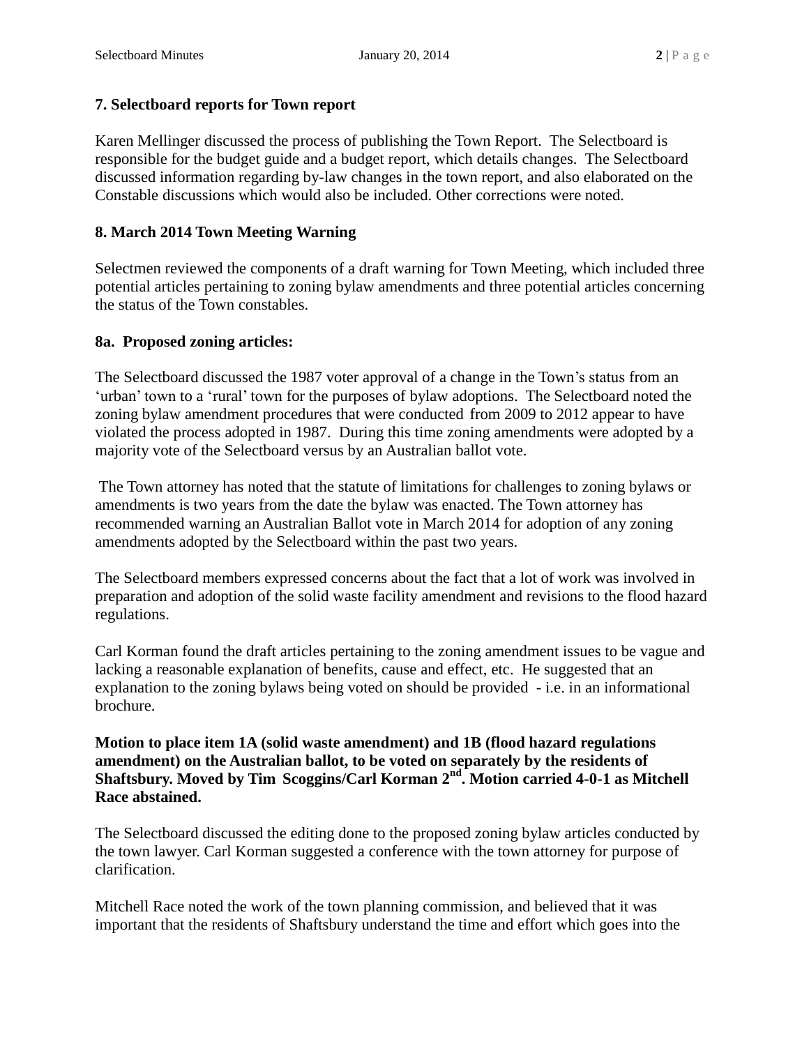**7. Selectboard reports for Town report**

Karen Mellinger discussed the process of publishing the Town Report. The Selectboard is responsible for the budget guide and a budget report, which details changes. The Selectboard discussed information regarding by-law changes in the town report, and also elaborated on the Constable discussions which would also be included. Other corrections were noted.

**8. March 2014 Town Meeting Warning**

Selectmen reviewed the components of a draft warning for Town Meeting, which included three potential articles pertaining to zoning bylaw amendments and three potential articles concerning the status of the Town constables.

**8a. Proposed zoning articles:**

The Selectboard discussed the 1987 voter approval of a change in the Town's status from an 'urban' town to a 'rural' town for the purposes of bylaw adoptions. The Selectboard noted the zoning bylaw amendment procedures that were conducted from 2009 to 2012 appear to have violated the process adopted in 1987. During this time zoning amendments were adopted by a majority vote of the Selectboard versus by an Australian ballot vote.

The Town attorney has noted that the statute of limitations for challenges to zoning bylaws or amendments is two years from the date the bylaw was enacted. The Town attorney has recommended warning an Australian Ballot vote in March 2014 for adoption of any zoning amendments adopted by the Selectboard within the past two years.

The Selectboard members expressed concerns about the fact that a lot of work was involved in preparation and adoption of the solid waste facility amendment and revisions to the flood hazard regulations.

Carl Korman found the draft articles pertaining to the zoning amendment issues to be vague and lacking a reasonable explanation of benefits, cause and effect, etc. He suggested that an explanation to the zoning bylaws being voted on should be provided - i.e. in an informational brochure.

**Motion to place item 1A (solid waste amendment) and 1B (flood hazard regulations amendment) on the Australian ballot, to be voted on separately by the residents of Shaftsbury. Moved by Tim Scoggins/Carl Korman 2nd. Motion carried 4-0-1 as Mitchell Race abstained.**

The Selectboard discussed the editing done to the proposed zoning bylaw articles conducted by the town lawyer. Carl Korman suggested a conference with the town attorney for purpose of clarification.

Mitchell Race noted the work of the town planning commission, and believed that it was important that the residents of Shaftsbury understand the time and effort which goes into the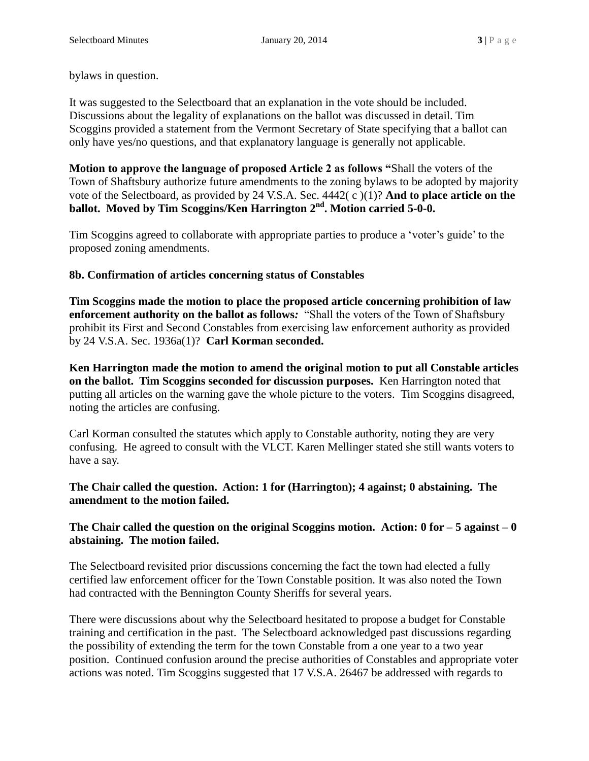bylaws in question.

It was suggested to the Selectboard that an explanation in the vote should be included. Discussions about the legality of explanations on the ballot was discussed in detail. Tim Scoggins provided a statement from the Vermont Secretary of State specifying that a ballot can only have yes/no questions, and that explanatory language is generally not applicable.

**Motion to approve the language of proposed Article 2 as follows "**Shall the voters of the Town of Shaftsbury authorize future amendments to the zoning bylaws to be adopted by majority vote of the Selectboard, as provided by 24 V.S.A. Sec. 4442( c )(1)? **And to place article on the ballot. Moved by Tim Scoggins/Ken Harrington 2nd. Motion carried 5-0-0.**

Tim Scoggins agreed to collaborate with appropriate parties to produce a 'voter's guide' to the proposed zoning amendments.

**8b. Confirmation of articles concerning status of Constables**

**Tim Scoggins made the motion to place the proposed article concerning prohibition of law enforcement authority on the ballot as follows***:* "Shall the voters of the Town of Shaftsbury prohibit its First and Second Constables from exercising law enforcement authority as provided by 24 V.S.A. Sec. 1936a(1)? **Carl Korman seconded.**

**Ken Harrington made the motion to amend the original motion to put all Constable articles on the ballot. Tim Scoggins seconded for discussion purposes.** Ken Harrington noted that putting all articles on the warning gave the whole picture to the voters. Tim Scoggins disagreed, noting the articles are confusing.

Carl Korman consulted the statutes which apply to Constable authority, noting they are very confusing. He agreed to consult with the VLCT. Karen Mellinger stated she still wants voters to have a say.

**The Chair called the question. Action: 1 for (Harrington); 4 against; 0 abstaining. The amendment to the motion failed.**

**The Chair called the question on the original Scoggins motion. Action: 0 for – 5 against – 0 abstaining. The motion failed.**

The Selectboard revisited prior discussions concerning the fact the town had elected a fully certified law enforcement officer for the Town Constable position. It was also noted the Town had contracted with the Bennington County Sheriffs for several years.

There were discussions about why the Selectboard hesitated to propose a budget for Constable training and certification in the past. The Selectboard acknowledged past discussions regarding the possibility of extending the term for the town Constable from a one year to a two year position. Continued confusion around the precise authorities of Constables and appropriate voter actions was noted. Tim Scoggins suggested that 17 V.S.A. 26467 be addressed with regards to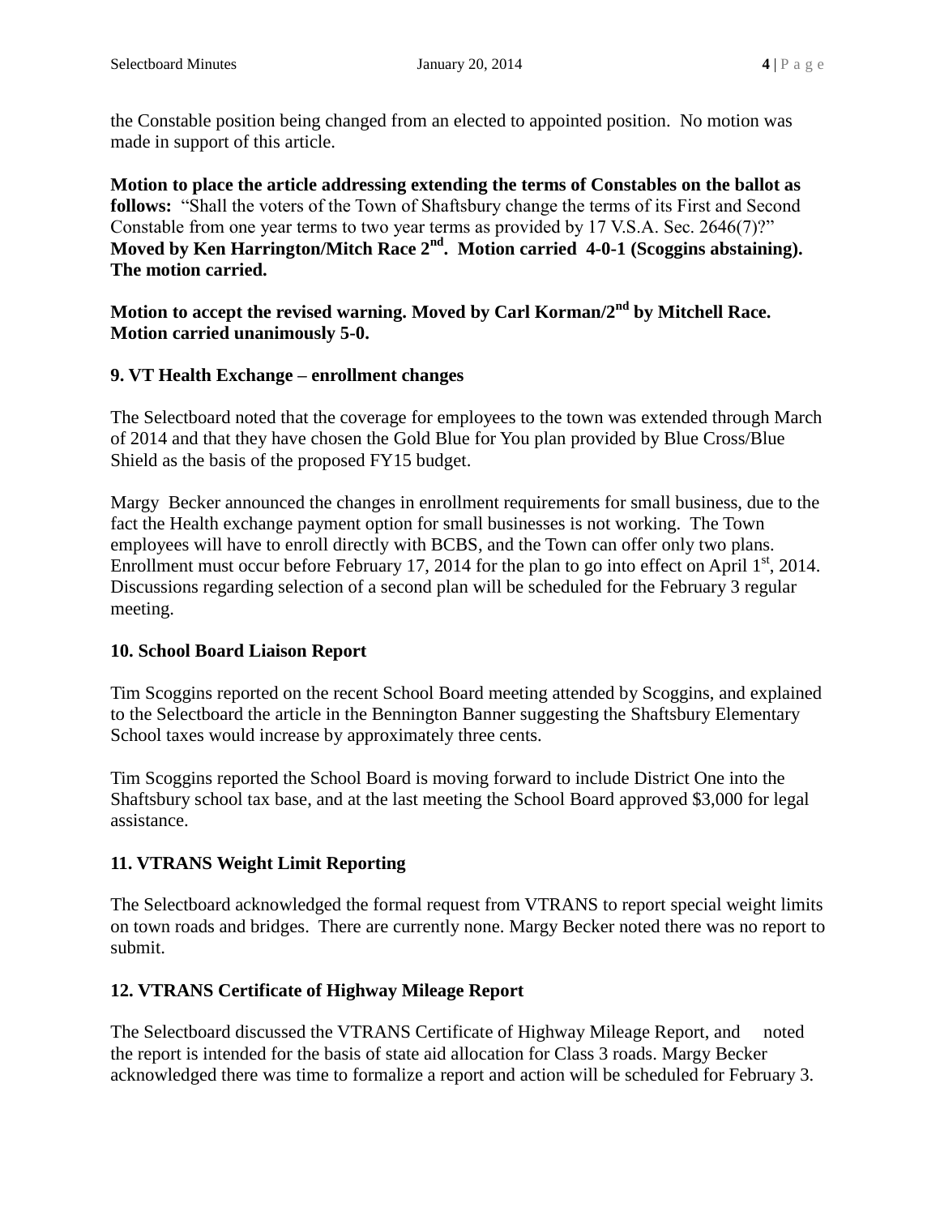the Constable position being changed from an elected to appointed position. No motion was made in support of this article.

**Motion to place the article addressing extending the terms of Constables on the ballot as follows:** "Shall the voters of the Town of Shaftsbury change the terms of its First and Second Constable from one year terms to two year terms as provided by 17 V.S.A. Sec. 2646(7)?" **Moved by Ken Harrington/Mitch Race 2nd. Motion carried 4-0-1 (Scoggins abstaining). The motion carried.**

**Motion to accept the revised warning. Moved by Carl Korman/2nd by Mitchell Race. Motion carried unanimously 5-0.**

**9. VT Health Exchange – enrollment changes**

The Selectboard noted that the coverage for employees to the town was extended through March of 2014 and that they have chosen the Gold Blue for You plan provided by Blue Cross/Blue Shield as the basis of the proposed FY15 budget.

Margy Becker announced the changes in enrollment requirements for small business, due to the fact the Health exchange payment option for small businesses is not working. The Town employees will have to enroll directly with BCBS, and the Town can offer only two plans. Enrollment must occur before February 17, 2014 for the plan to go into effect on April 1st, 2014. Discussions regarding selection of a second plan will be scheduled for the February 3 regular meeting.

**10. School Board Liaison Report**

Tim Scoggins reported on the recent School Board meeting attended by Scoggins, and explained to the Selectboard the article in the Bennington Banner suggesting the Shaftsbury Elementary School taxes would increase by approximately three cents.

Tim Scoggins reported the School Board is moving forward to include District One into the Shaftsbury school tax base, and at the last meeting the School Board approved $3,000 for legal assistance.

**11. VTRANS Weight Limit Reporting**

The Selectboard acknowledged the formal request from VTRANS to report special weight limits on town roads and bridges. There are currently none. Margy Becker noted there was no report to submit.

**12. VTRANS Certificate of Highway Mileage Report**

The Selectboard discussed the VTRANS Certificate of Highway Mileage Report, and noted the report is intended for the basis of state aid allocation for Class 3 roads. Margy Becker acknowledged there was time to formalize a report and action will be scheduled for February 3.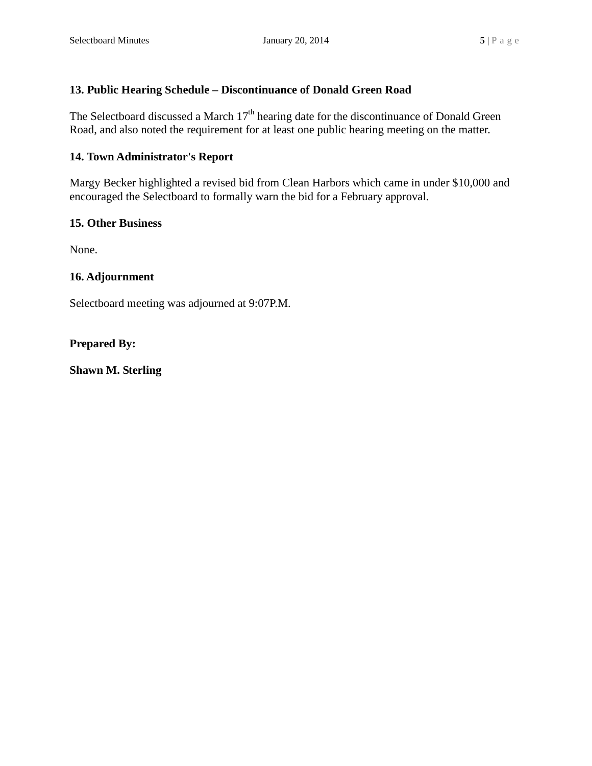**13. Public Hearing Schedule – Discontinuance of Donald Green Road**

The Selectboard discussed a March 17th hearing date for the discontinuance of Donald Green Road, and also noted the requirement for at least one public hearing meeting on the matter.

**14. Town Administrator's Report**

Margy Becker highlighted a revised bid from Clean Harbors which came in under $10,000 and encouraged the Selectboard to formally warn the bid for a February approval.

**15. Other Business**

None.

**16. Adjournment**

Selectboard meeting was adjourned at 9:07P.M.

**Prepared By:**

**Shawn M. Sterling**